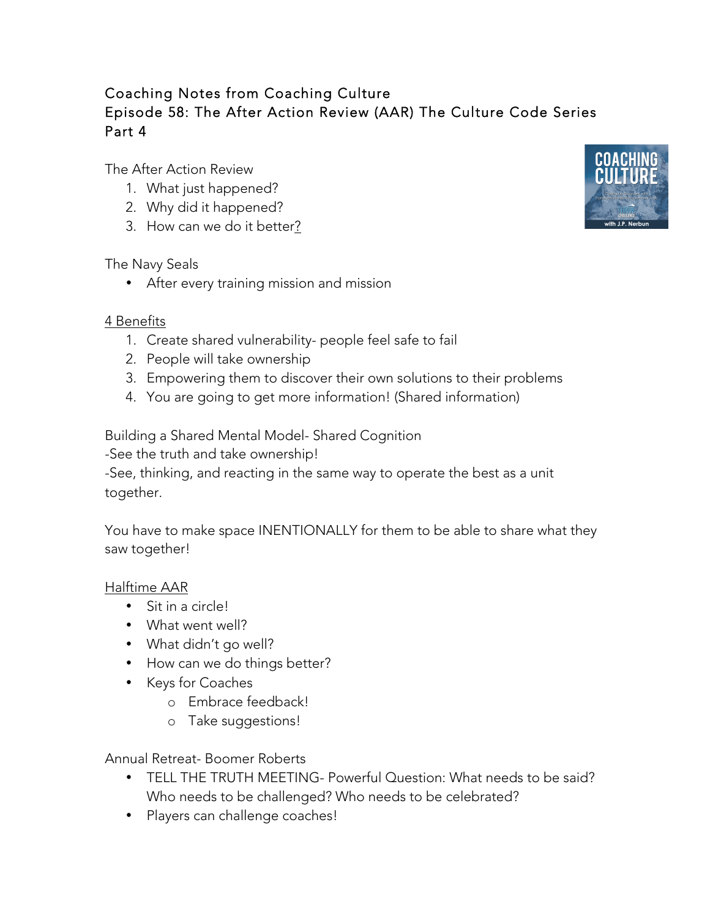# Coaching Notes from Coaching Culture
## Episode 58: The After Action Review (AAR) The Culture Code Series Part 4

The After Action Review

1. What just happened?
2. Why did it happened?
3. How can we do it better?

The Navy Seals

- After every training mission and mission

4 Benefits

1. Create shared vulnerability- people feel safe to fail
2. People will take ownership
3. Empowering them to discover their own solutions to their problems
4. You are going to get more information! (Shared information)

Building a Shared Mental Model- Shared Cognition

-See the truth and take ownership!

-See, thinking, and reacting in the same way to operate the best as a unit together.

You have to make space INENTIONALLY for them to be able to share what they saw together!

Halftime AAR

- Sit in a circle!
- What went well?
- What didn't go well?
- How can we do things better?
- Keys for Coaches
  - Embrace feedback!
  - Take suggestions!

Annual Retreat- Boomer Roberts

- TELL THE TRUTH MEETING- Powerful Question: What needs to be said? Who needs to be challenged? Who needs to be celebrated?
- Players can challenge coaches!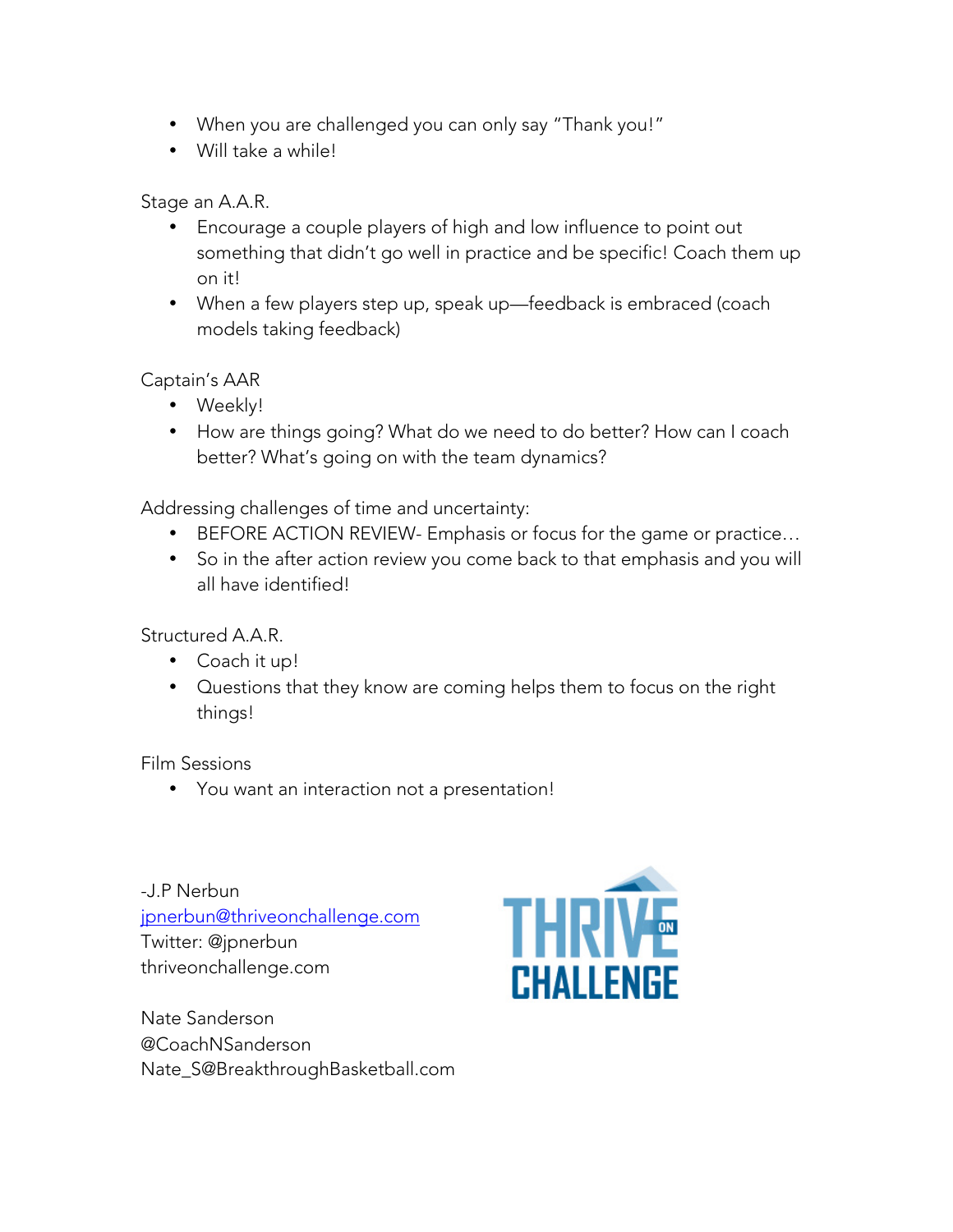- When you are challenged you can only say "Thank you!"
- Will take a while!

Stage an A.A.R.

- Encourage a couple players of high and low influence to point out something that didn't go well in practice and be specific! Coach them up on it!
- When a few players step up, speak up—feedback is embraced (coach models taking feedback)

Captain's AAR

- Weekly!
- How are things going? What do we need to do better? How can I coach better? What's going on with the team dynamics?

Addressing challenges of time and uncertainty:

- BEFORE ACTION REVIEW- Emphasis or focus for the game or practice…
- So in the after action review you come back to that emphasis and you will all have identified!

Structured A.A.R.

- Coach it up!
- Questions that they know are coming helps them to focus on the right things!

Film Sessions

- You want an interaction not a presentation!

-J.P Nerbun
jpnerbun@thriveonchallenge.com
Twitter: @jpnerbun
thriveonchallenge.com

Nate Sanderson
@CoachNSanderson
Nate_S@BreakthroughBasketball.com

THRIVE ON CHALLENGE